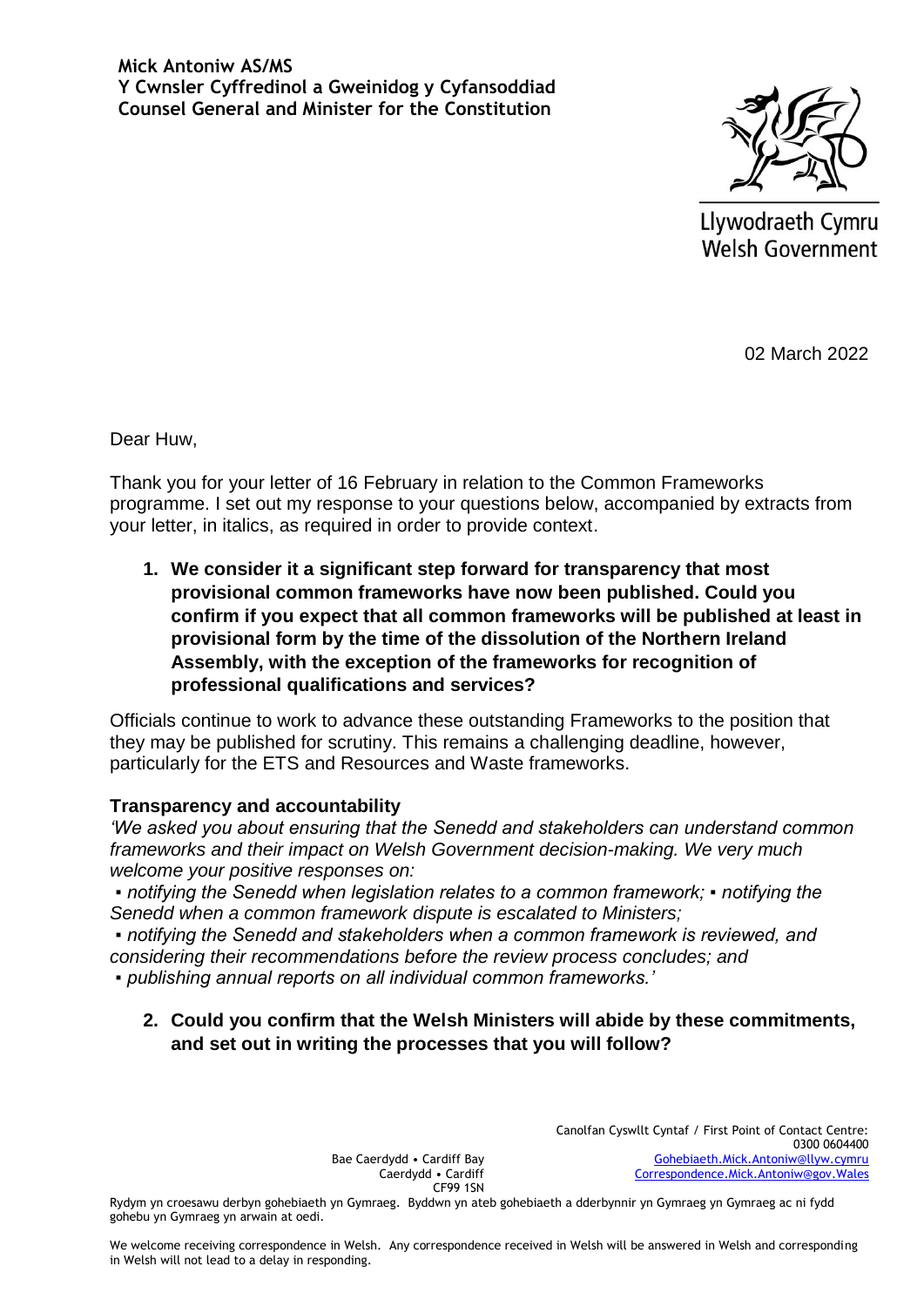**Mick Antoniw AS/MS**
**Y Cwnsler Cyffredinol a Gweinidog y Cyfansoddiad**
**Counsel General and Minister for the Constitution**

Llywodraeth Cymru
Welsh Government

02 March 2022

Dear Huw,

Thank you for your letter of 16 February in relation to the Common Frameworks programme. I set out my response to your questions below, accompanied by extracts from your letter, in italics, as required in order to provide context.

1. **We consider it a significant step forward for transparency that most provisional common frameworks have now been published. Could you confirm if you expect that all common frameworks will be published at least in provisional form by the time of the dissolution of the Northern Ireland Assembly, with the exception of the frameworks for recognition of professional qualifications and services?**

Officials continue to work to advance these outstanding Frameworks to the position that they may be published for scrutiny. This remains a challenging deadline, however, particularly for the ETS and Resources and Waste frameworks.

### Transparency and accountability

*'We asked you about ensuring that the Senedd and stakeholders can understand common frameworks and their impact on Welsh Government decision-making. We very much welcome your positive responses on:*

*▪ notifying the Senedd when legislation relates to a common framework; ▪ notifying the Senedd when a common framework dispute is escalated to Ministers;*

*▪ notifying the Senedd and stakeholders when a common framework is reviewed, and considering their recommendations before the review process concludes; and*

*▪ publishing annual reports on all individual common frameworks.'*

2. **Could you confirm that the Welsh Ministers will abide by these commitments, and set out in writing the processes that you will follow?**

Bae Caerdydd • Cardiff Bay
Caerdydd • Cardiff
CF99 1SN

Canolfan Cyswllt Cyntaf / First Point of Contact Centre:
0300 0604400
Gohebiaeth.Mick.Antoniw@llyw.cymru
Correspondence.Mick.Antoniw@gov.Wales

Rydym yn croesawu derbyn gohebiaeth yn Gymraeg. Byddwn yn ateb gohebiaeth a dderbynnir yn Gymraeg yn Gymraeg ac ni fydd gohebu yn Gymraeg yn arwain at oedi.

We welcome receiving correspondence in Welsh. Any correspondence received in Welsh will be answered in Welsh and corresponding in Welsh will not lead to a delay in responding.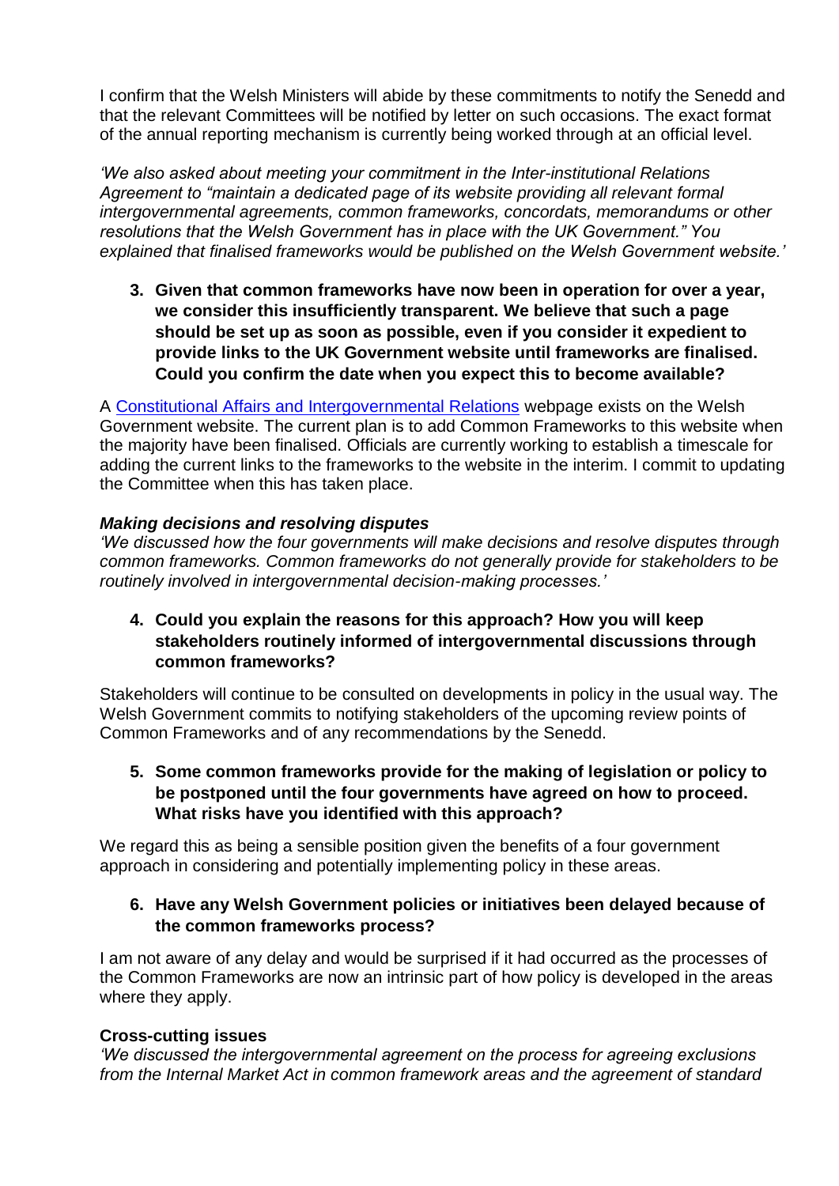I confirm that the Welsh Ministers will abide by these commitments to notify the Senedd and that the relevant Committees will be notified by letter on such occasions. The exact format of the annual reporting mechanism is currently being worked through at an official level.

*'We also asked about meeting your commitment in the Inter-institutional Relations Agreement to "maintain a dedicated page of its website providing all relevant formal intergovernmental agreements, common frameworks, concordats, memorandums or other resolutions that the Welsh Government has in place with the UK Government." You explained that finalised frameworks would be published on the Welsh Government website.'*

3. **Given that common frameworks have now been in operation for over a year, we consider this insufficiently transparent. We believe that such a page should be set up as soon as possible, even if you consider it expedient to provide links to the UK Government website until frameworks are finalised. Could you confirm the date when you expect this to become available?**

A Constitutional Affairs and Intergovernmental Relations webpage exists on the Welsh Government website. The current plan is to add Common Frameworks to this website when the majority have been finalised. Officials are currently working to establish a timescale for adding the current links to the frameworks to the website in the interim. I commit to updating the Committee when this has taken place.

### *Making decisions and resolving disputes*

*'We discussed how the four governments will make decisions and resolve disputes through common frameworks. Common frameworks do not generally provide for stakeholders to be routinely involved in intergovernmental decision-making processes.'*

4. **Could you explain the reasons for this approach? How you will keep stakeholders routinely informed of intergovernmental discussions through common frameworks?**

Stakeholders will continue to be consulted on developments in policy in the usual way. The Welsh Government commits to notifying stakeholders of the upcoming review points of Common Frameworks and of any recommendations by the Senedd.

5. **Some common frameworks provide for the making of legislation or policy to be postponed until the four governments have agreed on how to proceed. What risks have you identified with this approach?**

We regard this as being a sensible position given the benefits of a four government approach in considering and potentially implementing policy in these areas.

6. **Have any Welsh Government policies or initiatives been delayed because of the common frameworks process?**

I am not aware of any delay and would be surprised if it had occurred as the processes of the Common Frameworks are now an intrinsic part of how policy is developed in the areas where they apply.

### Cross-cutting issues

*'We discussed the intergovernmental agreement on the process for agreeing exclusions from the Internal Market Act in common framework areas and the agreement of standard*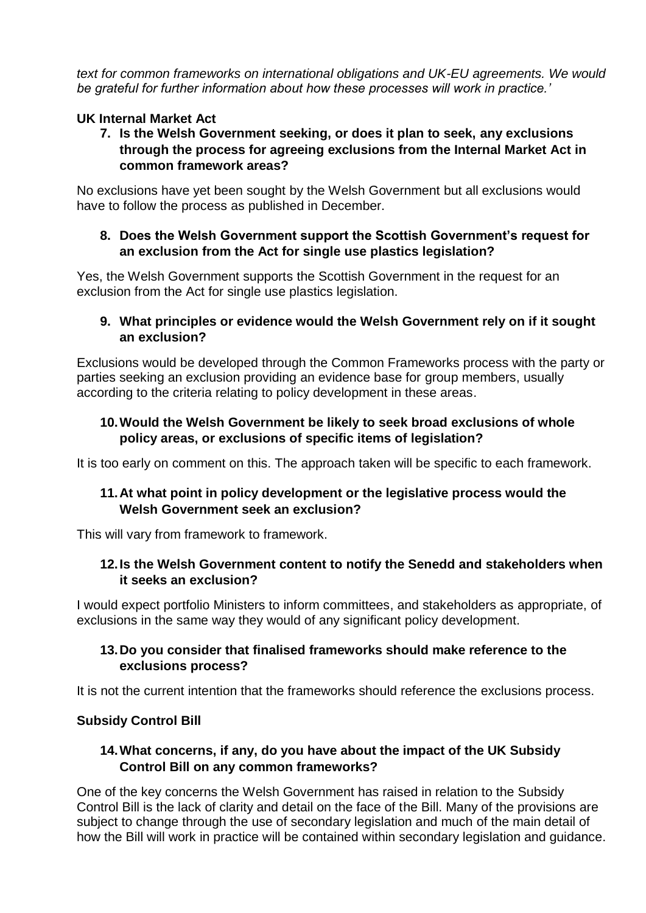*text for common frameworks on international obligations and UK-EU agreements. We would be grateful for further information about how these processes will work in practice.'*

**UK Internal Market Act**

**7. Is the Welsh Government seeking, or does it plan to seek, any exclusions through the process for agreeing exclusions from the Internal Market Act in common framework areas?**

No exclusions have yet been sought by the Welsh Government but all exclusions would have to follow the process as published in December.

**8. Does the Welsh Government support the Scottish Government's request for an exclusion from the Act for single use plastics legislation?**

Yes, the Welsh Government supports the Scottish Government in the request for an exclusion from the Act for single use plastics legislation.

**9. What principles or evidence would the Welsh Government rely on if it sought an exclusion?**

Exclusions would be developed through the Common Frameworks process with the party or parties seeking an exclusion providing an evidence base for group members, usually according to the criteria relating to policy development in these areas.

**10. Would the Welsh Government be likely to seek broad exclusions of whole policy areas, or exclusions of specific items of legislation?**

It is too early on comment on this. The approach taken will be specific to each framework.

**11. At what point in policy development or the legislative process would the Welsh Government seek an exclusion?**

This will vary from framework to framework.

**12. Is the Welsh Government content to notify the Senedd and stakeholders when it seeks an exclusion?**

I would expect portfolio Ministers to inform committees, and stakeholders as appropriate, of exclusions in the same way they would of any significant policy development.

**13. Do you consider that finalised frameworks should make reference to the exclusions process?**

It is not the current intention that the frameworks should reference the exclusions process.

**Subsidy Control Bill**

**14. What concerns, if any, do you have about the impact of the UK Subsidy Control Bill on any common frameworks?**

One of the key concerns the Welsh Government has raised in relation to the Subsidy Control Bill is the lack of clarity and detail on the face of the Bill. Many of the provisions are subject to change through the use of secondary legislation and much of the main detail of how the Bill will work in practice will be contained within secondary legislation and guidance.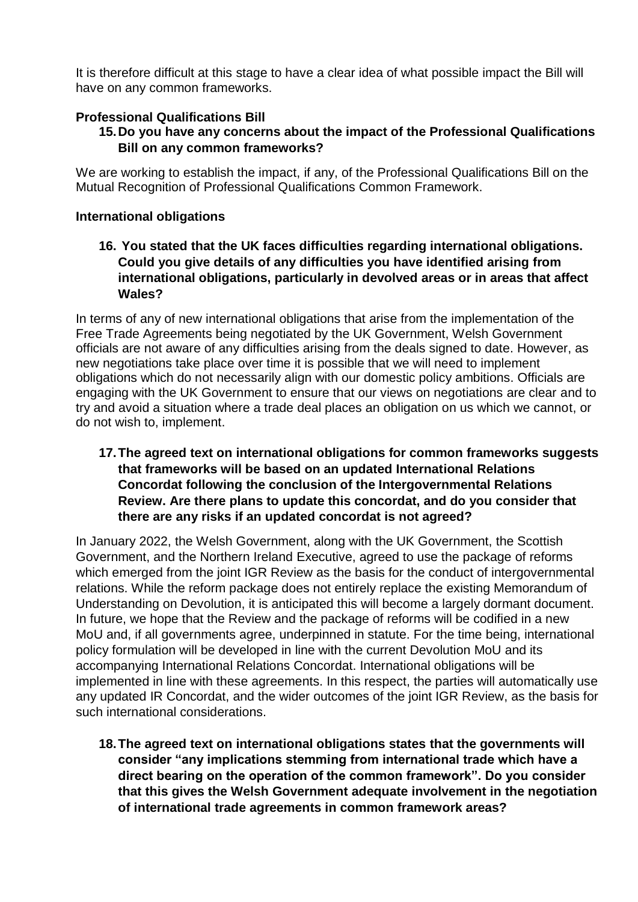It is therefore difficult at this stage to have a clear idea of what possible impact the Bill will have on any common frameworks.

**Professional Qualifications Bill**

**15. Do you have any concerns about the impact of the Professional Qualifications Bill on any common frameworks?**

We are working to establish the impact, if any, of the Professional Qualifications Bill on the Mutual Recognition of Professional Qualifications Common Framework.

**International obligations**

**16. You stated that the UK faces difficulties regarding international obligations. Could you give details of any difficulties you have identified arising from international obligations, particularly in devolved areas or in areas that affect Wales?**

In terms of any of new international obligations that arise from the implementation of the Free Trade Agreements being negotiated by the UK Government, Welsh Government officials are not aware of any difficulties arising from the deals signed to date. However, as new negotiations take place over time it is possible that we will need to implement obligations which do not necessarily align with our domestic policy ambitions. Officials are engaging with the UK Government to ensure that our views on negotiations are clear and to try and avoid a situation where a trade deal places an obligation on us which we cannot, or do not wish to, implement.

**17. The agreed text on international obligations for common frameworks suggests that frameworks will be based on an updated International Relations Concordat following the conclusion of the Intergovernmental Relations Review. Are there plans to update this concordat, and do you consider that there are any risks if an updated concordat is not agreed?**

In January 2022, the Welsh Government, along with the UK Government, the Scottish Government, and the Northern Ireland Executive, agreed to use the package of reforms which emerged from the joint IGR Review as the basis for the conduct of intergovernmental relations. While the reform package does not entirely replace the existing Memorandum of Understanding on Devolution, it is anticipated this will become a largely dormant document. In future, we hope that the Review and the package of reforms will be codified in a new MoU and, if all governments agree, underpinned in statute. For the time being, international policy formulation will be developed in line with the current Devolution MoU and its accompanying International Relations Concordat. International obligations will be implemented in line with these agreements. In this respect, the parties will automatically use any updated IR Concordat, and the wider outcomes of the joint IGR Review, as the basis for such international considerations.

**18. The agreed text on international obligations states that the governments will consider "any implications stemming from international trade which have a direct bearing on the operation of the common framework". Do you consider that this gives the Welsh Government adequate involvement in the negotiation of international trade agreements in common framework areas?**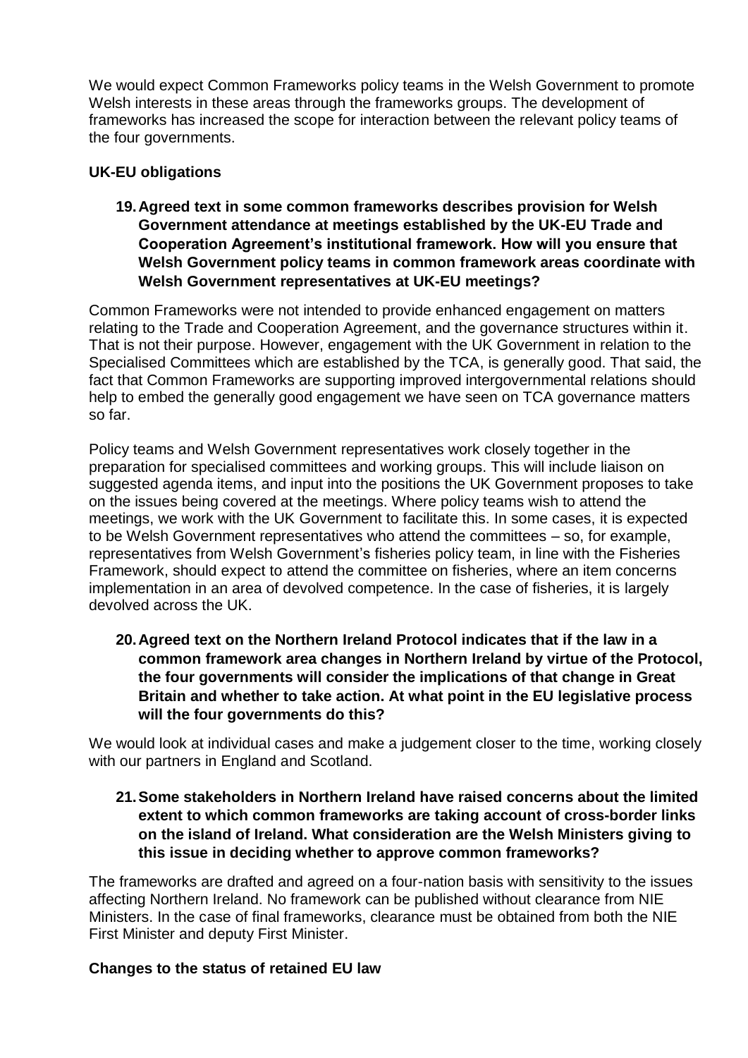We would expect Common Frameworks policy teams in the Welsh Government to promote Welsh interests in these areas through the frameworks groups. The development of frameworks has increased the scope for interaction between the relevant policy teams of the four governments.

**UK-EU obligations**

**19. Agreed text in some common frameworks describes provision for Welsh Government attendance at meetings established by the UK-EU Trade and Cooperation Agreement's institutional framework. How will you ensure that Welsh Government policy teams in common framework areas coordinate with Welsh Government representatives at UK-EU meetings?**

Common Frameworks were not intended to provide enhanced engagement on matters relating to the Trade and Cooperation Agreement, and the governance structures within it. That is not their purpose. However, engagement with the UK Government in relation to the Specialised Committees which are established by the TCA, is generally good. That said, the fact that Common Frameworks are supporting improved intergovernmental relations should help to embed the generally good engagement we have seen on TCA governance matters so far.

Policy teams and Welsh Government representatives work closely together in the preparation for specialised committees and working groups. This will include liaison on suggested agenda items, and input into the positions the UK Government proposes to take on the issues being covered at the meetings. Where policy teams wish to attend the meetings, we work with the UK Government to facilitate this. In some cases, it is expected to be Welsh Government representatives who attend the committees – so, for example, representatives from Welsh Government's fisheries policy team, in line with the Fisheries Framework, should expect to attend the committee on fisheries, where an item concerns implementation in an area of devolved competence. In the case of fisheries, it is largely devolved across the UK.

**20. Agreed text on the Northern Ireland Protocol indicates that if the law in a common framework area changes in Northern Ireland by virtue of the Protocol, the four governments will consider the implications of that change in Great Britain and whether to take action. At what point in the EU legislative process will the four governments do this?**

We would look at individual cases and make a judgement closer to the time, working closely with our partners in England and Scotland.

**21. Some stakeholders in Northern Ireland have raised concerns about the limited extent to which common frameworks are taking account of cross-border links on the island of Ireland. What consideration are the Welsh Ministers giving to this issue in deciding whether to approve common frameworks?**

The frameworks are drafted and agreed on a four-nation basis with sensitivity to the issues affecting Northern Ireland. No framework can be published without clearance from NIE Ministers. In the case of final frameworks, clearance must be obtained from both the NIE First Minister and deputy First Minister.

**Changes to the status of retained EU law**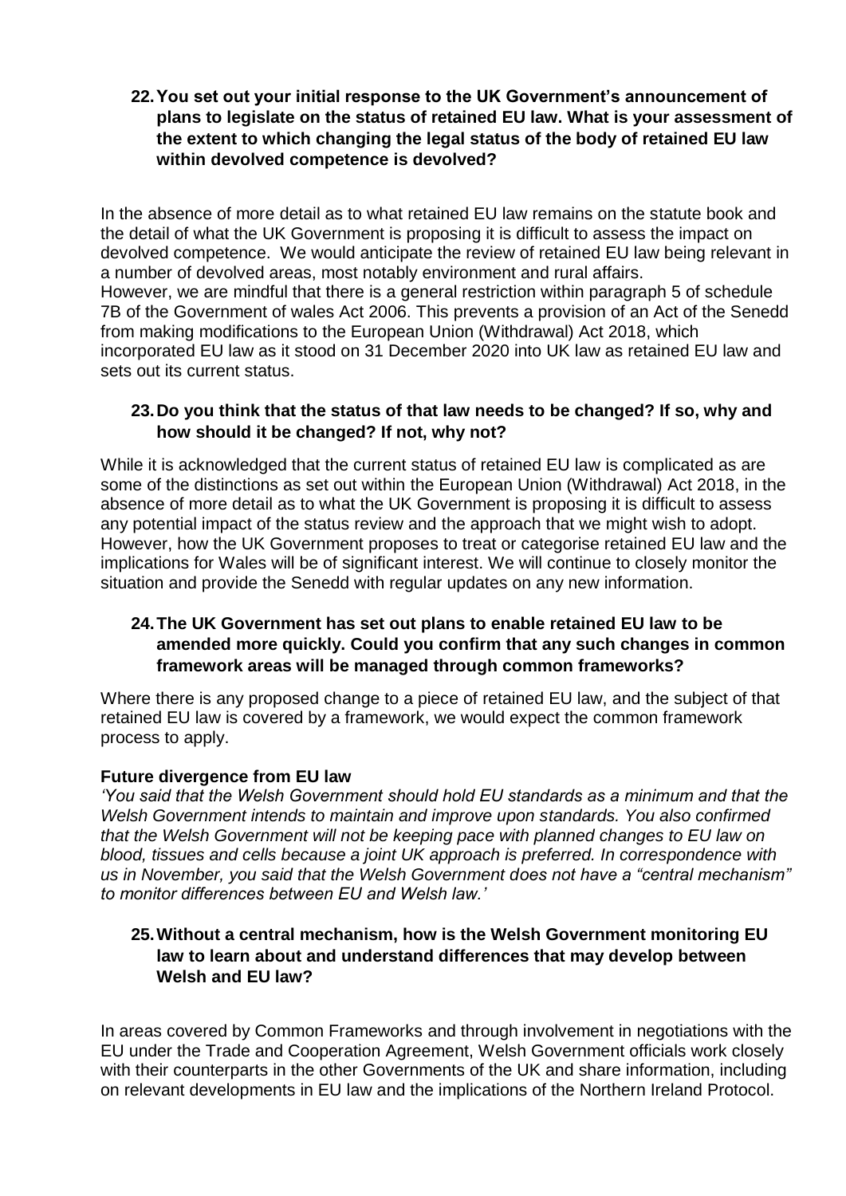**22. You set out your initial response to the UK Government's announcement of plans to legislate on the status of retained EU law. What is your assessment of the extent to which changing the legal status of the body of retained EU law within devolved competence is devolved?**

In the absence of more detail as to what retained EU law remains on the statute book and the detail of what the UK Government is proposing it is difficult to assess the impact on devolved competence. We would anticipate the review of retained EU law being relevant in a number of devolved areas, most notably environment and rural affairs.
However, we are mindful that there is a general restriction within paragraph 5 of schedule 7B of the Government of wales Act 2006. This prevents a provision of an Act of the Senedd from making modifications to the European Union (Withdrawal) Act 2018, which incorporated EU law as it stood on 31 December 2020 into UK law as retained EU law and sets out its current status.

**23. Do you think that the status of that law needs to be changed? If so, why and how should it be changed? If not, why not?**

While it is acknowledged that the current status of retained EU law is complicated as are some of the distinctions as set out within the European Union (Withdrawal) Act 2018, in the absence of more detail as to what the UK Government is proposing it is difficult to assess any potential impact of the status review and the approach that we might wish to adopt. However, how the UK Government proposes to treat or categorise retained EU law and the implications for Wales will be of significant interest. We will continue to closely monitor the situation and provide the Senedd with regular updates on any new information.

**24. The UK Government has set out plans to enable retained EU law to be amended more quickly. Could you confirm that any such changes in common framework areas will be managed through common frameworks?**

Where there is any proposed change to a piece of retained EU law, and the subject of that retained EU law is covered by a framework, we would expect the common framework process to apply.

**Future divergence from EU law**

*'You said that the Welsh Government should hold EU standards as a minimum and that the Welsh Government intends to maintain and improve upon standards. You also confirmed that the Welsh Government will not be keeping pace with planned changes to EU law on blood, tissues and cells because a joint UK approach is preferred. In correspondence with us in November, you said that the Welsh Government does not have a "central mechanism" to monitor differences between EU and Welsh law.'*

**25. Without a central mechanism, how is the Welsh Government monitoring EU law to learn about and understand differences that may develop between Welsh and EU law?**

In areas covered by Common Frameworks and through involvement in negotiations with the EU under the Trade and Cooperation Agreement, Welsh Government officials work closely with their counterparts in the other Governments of the UK and share information, including on relevant developments in EU law and the implications of the Northern Ireland Protocol.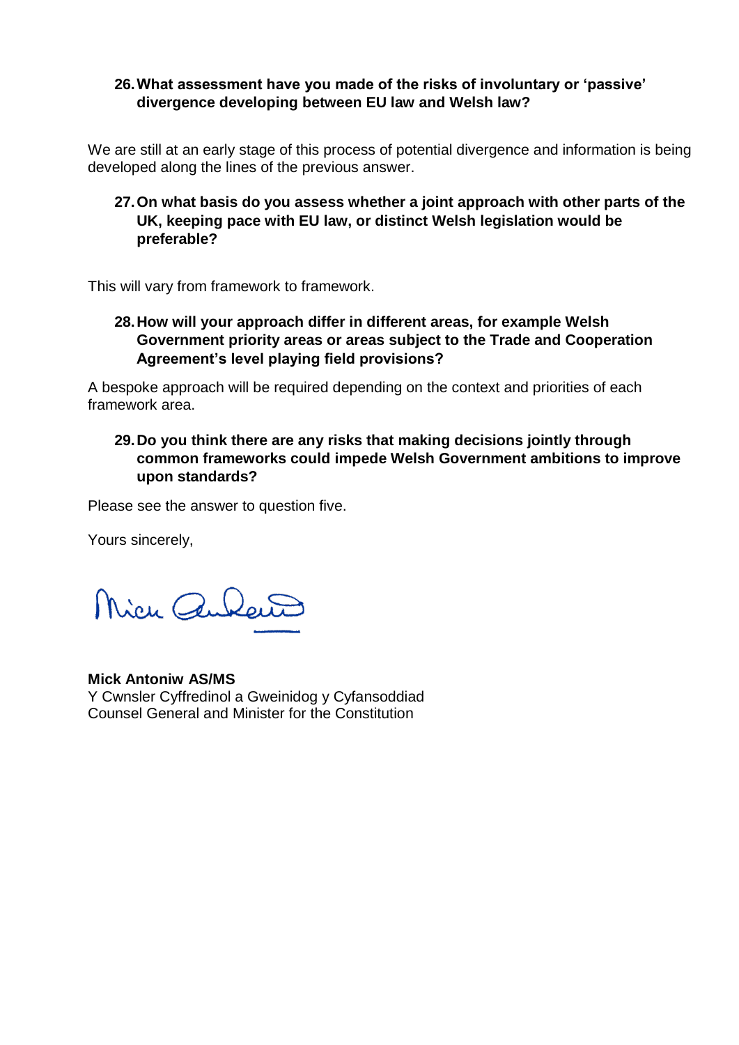**26. What assessment have you made of the risks of involuntary or 'passive' divergence developing between EU law and Welsh law?**

We are still at an early stage of this process of potential divergence and information is being developed along the lines of the previous answer.

**27. On what basis do you assess whether a joint approach with other parts of the UK, keeping pace with EU law, or distinct Welsh legislation would be preferable?**

This will vary from framework to framework.

**28. How will your approach differ in different areas, for example Welsh Government priority areas or areas subject to the Trade and Cooperation Agreement's level playing field provisions?**

A bespoke approach will be required depending on the context and priorities of each framework area.

**29. Do you think there are any risks that making decisions jointly through common frameworks could impede Welsh Government ambitions to improve upon standards?**

Please see the answer to question five.

Yours sincerely,

**Mick Antoniw AS/MS**
Y Cwnsler Cyffredinol a Gweinidog y Cyfansoddiad
Counsel General and Minister for the Constitution